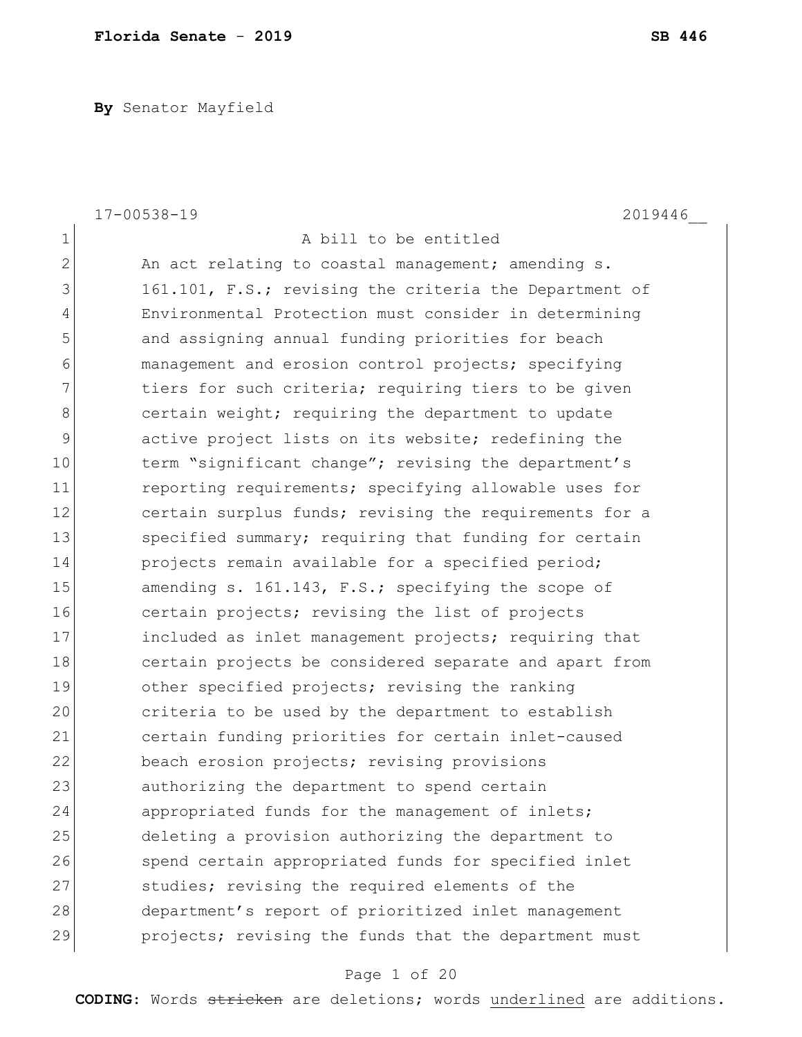**By** Senator Mayfield

17-00538-19 2019446__

A bill to be entitled

An act relating to coastal management; amending s. 161.101, F.S.; revising the criteria the Department of Environmental Protection must consider in determining and assigning annual funding priorities for beach management and erosion control projects; specifying tiers for such criteria; requiring tiers to be given certain weight; requiring the department to update active project lists on its website; redefining the term "significant change"; revising the department's reporting requirements; specifying allowable uses for certain surplus funds; revising the requirements for a specified summary; requiring that funding for certain projects remain available for a specified period; amending s. 161.143, F.S.; specifying the scope of certain projects; revising the list of projects included as inlet management projects; requiring that certain projects be considered separate and apart from other specified projects; revising the ranking criteria to be used by the department to establish certain funding priorities for certain inlet-caused beach erosion projects; revising provisions authorizing the department to spend certain appropriated funds for the management of inlets; deleting a provision authorizing the department to spend certain appropriated funds for specified inlet studies; revising the required elements of the department's report of prioritized inlet management projects; revising the funds that the department must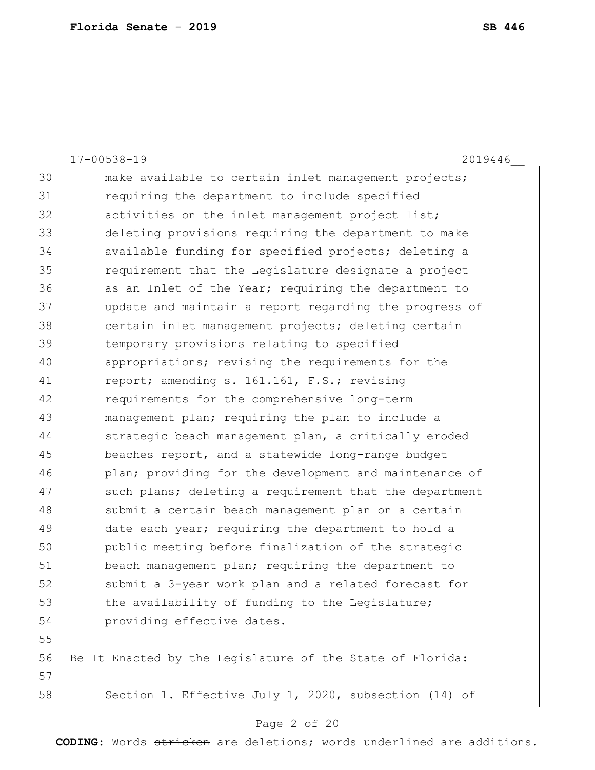make available to certain inlet management projects; requiring the department to include specified activities on the inlet management project list; deleting provisions requiring the department to make available funding for specified projects; deleting a requirement that the Legislature designate a project as an Inlet of the Year; requiring the department to update and maintain a report regarding the progress of certain inlet management projects; deleting certain temporary provisions relating to specified appropriations; revising the requirements for the report; amending s. 161.161, F.S.; revising requirements for the comprehensive long-term management plan; requiring the plan to include a strategic beach management plan, a critically eroded beaches report, and a statewide long-range budget plan; providing for the development and maintenance of such plans; deleting a requirement that the department submit a certain beach management plan on a certain date each year; requiring the department to hold a public meeting before finalization of the strategic beach management plan; requiring the department to submit a 3-year work plan and a related forecast for the availability of funding to the Legislature; providing effective dates.

Be It Enacted by the Legislature of the State of Florida:

Section 1. Effective July 1, 2020, subsection (14) of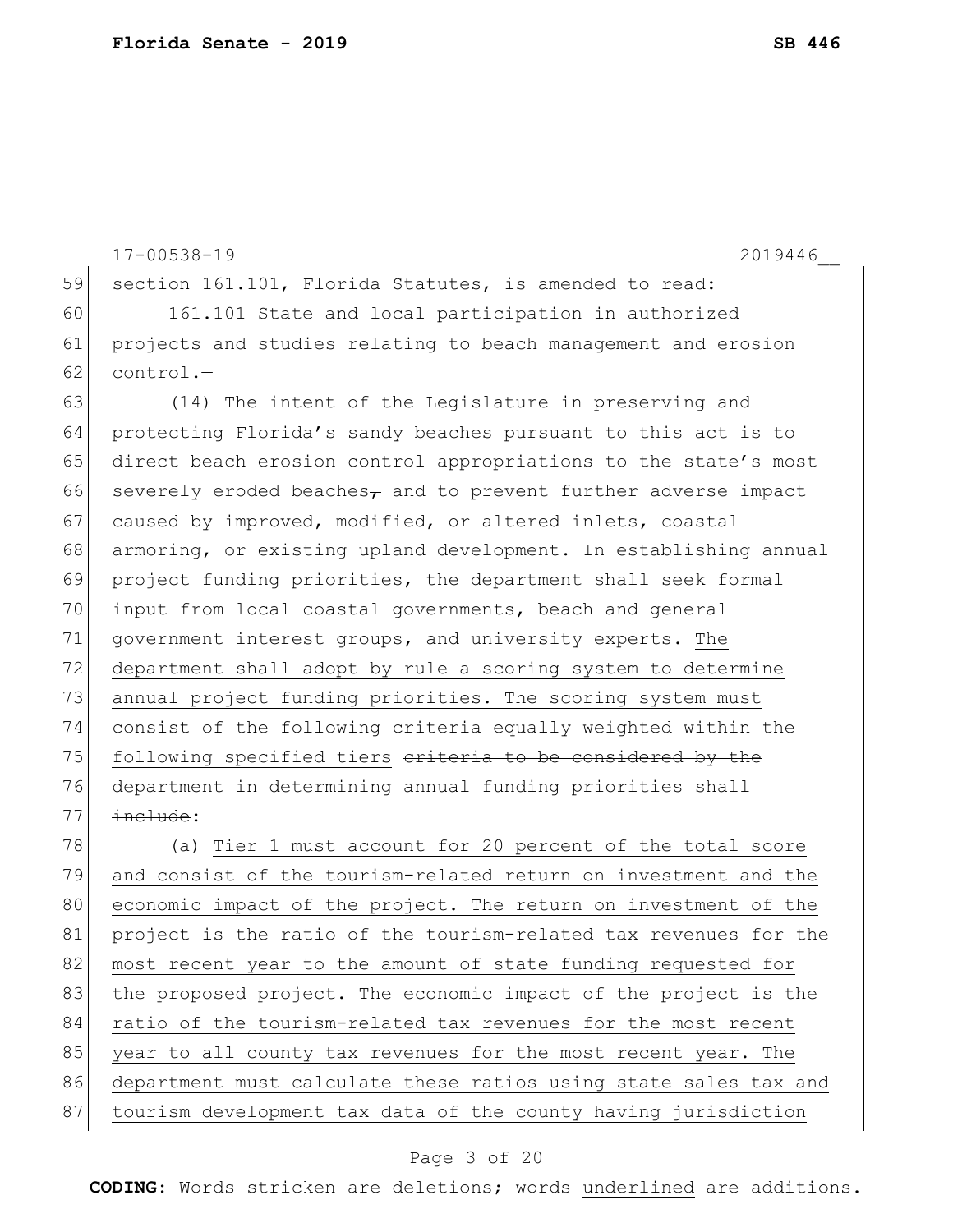17-00538-19 2019446__

59 section 161.101, Florida Statutes, is amended to read:

60 161.101 State and local participation in authorized
61 projects and studies relating to beach management and erosion
62 control.—

63 (14) The intent of the Legislature in preserving and
64 protecting Florida's sandy beaches pursuant to this act is to
65 direct beach erosion control appropriations to the state's most
66 severely eroded beaches~~,~~ and to prevent further adverse impact
67 caused by improved, modified, or altered inlets, coastal
68 armoring, or existing upland development. In establishing annual
69 project funding priorities, the department shall seek formal
70 input from local coastal governments, beach and general
71 government interest groups, and university experts. <u>The</u>
72 <u>department shall adopt by rule a scoring system to determine</u>
73 <u>annual project funding priorities. The scoring system must</u>
74 <u>consist of the following criteria equally weighted within the</u>
75 <u>following specified tiers</u> ~~criteria to be considered by the~~
76 ~~department in determining annual funding priorities shall~~
77 ~~include~~:

78 (a) <u>Tier 1 must account for 20 percent of the total score</u>
79 <u>and consist of the tourism-related return on investment and the</u>
80 <u>economic impact of the project. The return on investment of the</u>
81 <u>project is the ratio of the tourism-related tax revenues for the</u>
82 <u>most recent year to the amount of state funding requested for</u>
83 <u>the proposed project. The economic impact of the project is the</u>
84 <u>ratio of the tourism-related tax revenues for the most recent</u>
85 <u>year to all county tax revenues for the most recent year. The</u>
86 <u>department must calculate these ratios using state sales tax and</u>
87 <u>tourism development tax data of the county having jurisdiction</u>

**CODING:** Words ~~stricken~~ are deletions; words <u>underlined</u> are additions.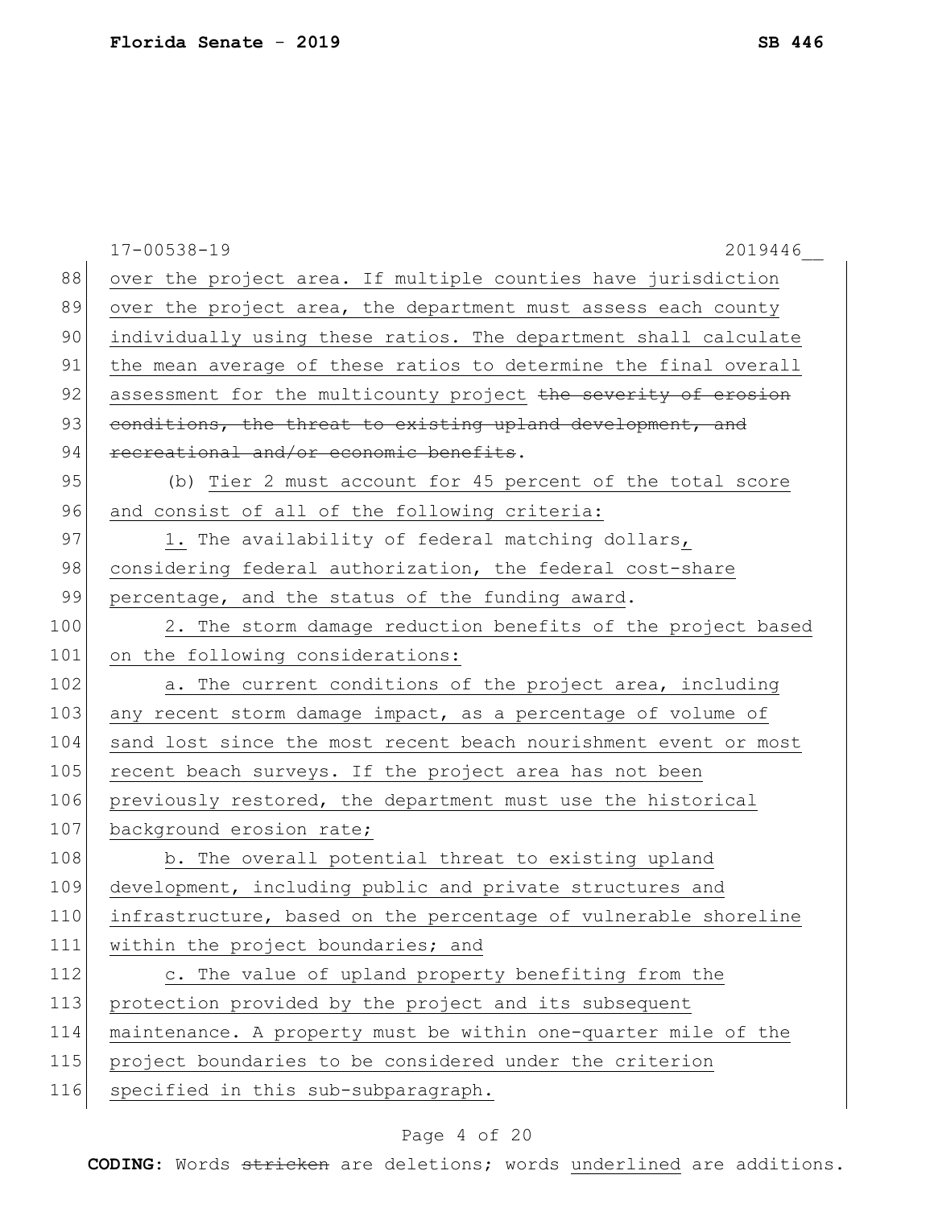over the project area. If multiple counties have jurisdiction over the project area, the department must assess each county individually using these ratios. The department shall calculate the mean average of these ratios to determine the final overall assessment for the multicounty project ~~the severity of erosion conditions, the threat to existing upland development, and recreational and/or economic benefits~~.

(b) Tier 2 must account for 45 percent of the total score and consist of all of the following criteria:

1. The availability of federal matching dollars, considering federal authorization, the federal cost-share percentage, and the status of the funding award.

2. The storm damage reduction benefits of the project based on the following considerations:

a. The current conditions of the project area, including any recent storm damage impact, as a percentage of volume of sand lost since the most recent beach nourishment event or most recent beach surveys. If the project area has not been previously restored, the department must use the historical background erosion rate;

b. The overall potential threat to existing upland development, including public and private structures and infrastructure, based on the percentage of vulnerable shoreline within the project boundaries; and

c. The value of upland property benefiting from the protection provided by the project and its subsequent maintenance. A property must be within one-quarter mile of the project boundaries to be considered under the criterion specified in this sub-subparagraph.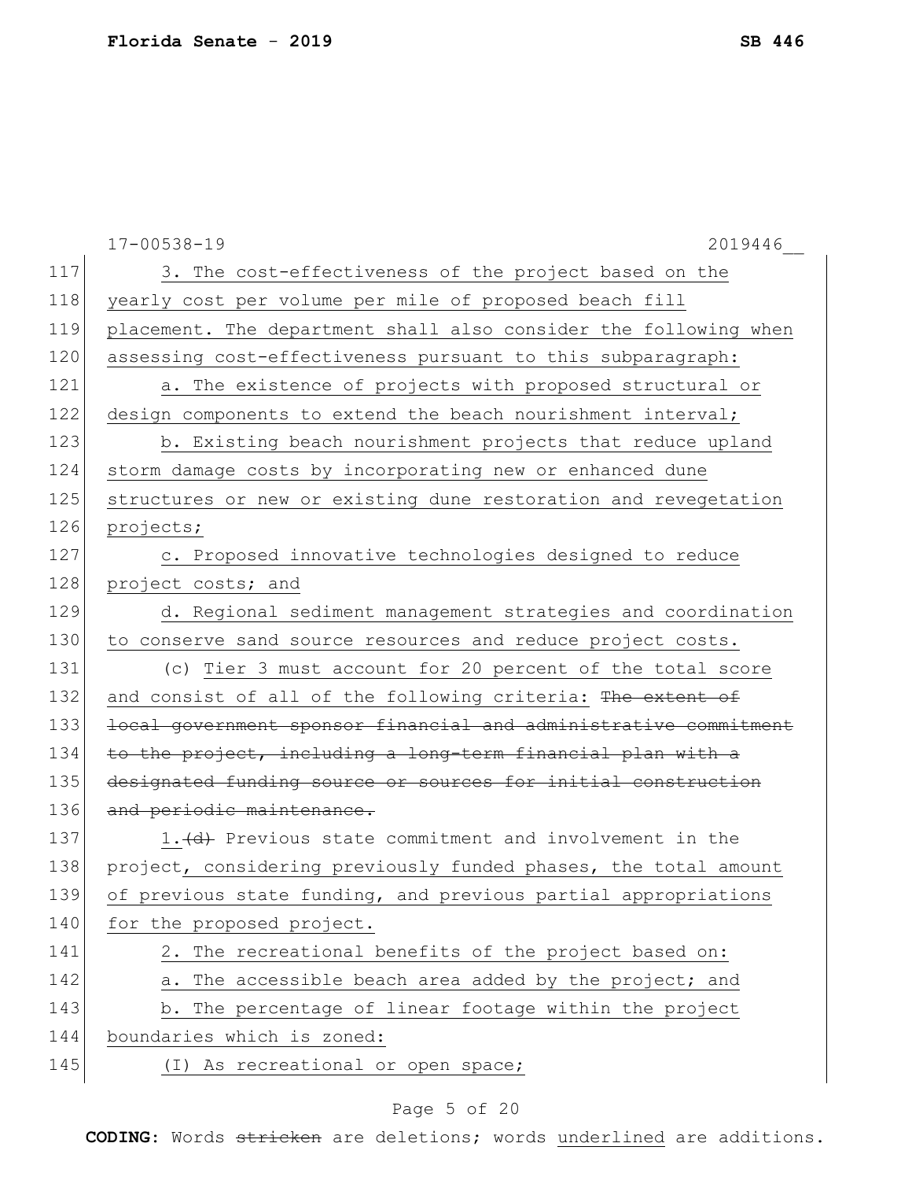3. The cost-effectiveness of the project based on the yearly cost per volume per mile of proposed beach fill placement. The department shall also consider the following when assessing cost-effectiveness pursuant to this subparagraph:

a. The existence of projects with proposed structural or design components to extend the beach nourishment interval;

b. Existing beach nourishment projects that reduce upland storm damage costs by incorporating new or enhanced dune structures or new or existing dune restoration and revegetation projects;

c. Proposed innovative technologies designed to reduce project costs; and

d. Regional sediment management strategies and coordination to conserve sand source resources and reduce project costs.

(c) Tier 3 must account for 20 percent of the total score and consist of all of the following criteria: ~~The extent of local government sponsor financial and administrative commitment to the project, including a long-term financial plan with a designated funding source or sources for initial construction and periodic maintenance.~~

1.~~(d)~~ Previous state commitment and involvement in the project, considering previously funded phases, the total amount of previous state funding, and previous partial appropriations for the proposed project.

2. The recreational benefits of the project based on:

a. The accessible beach area added by the project; and

b. The percentage of linear footage within the project boundaries which is zoned:

(I) As recreational or open space;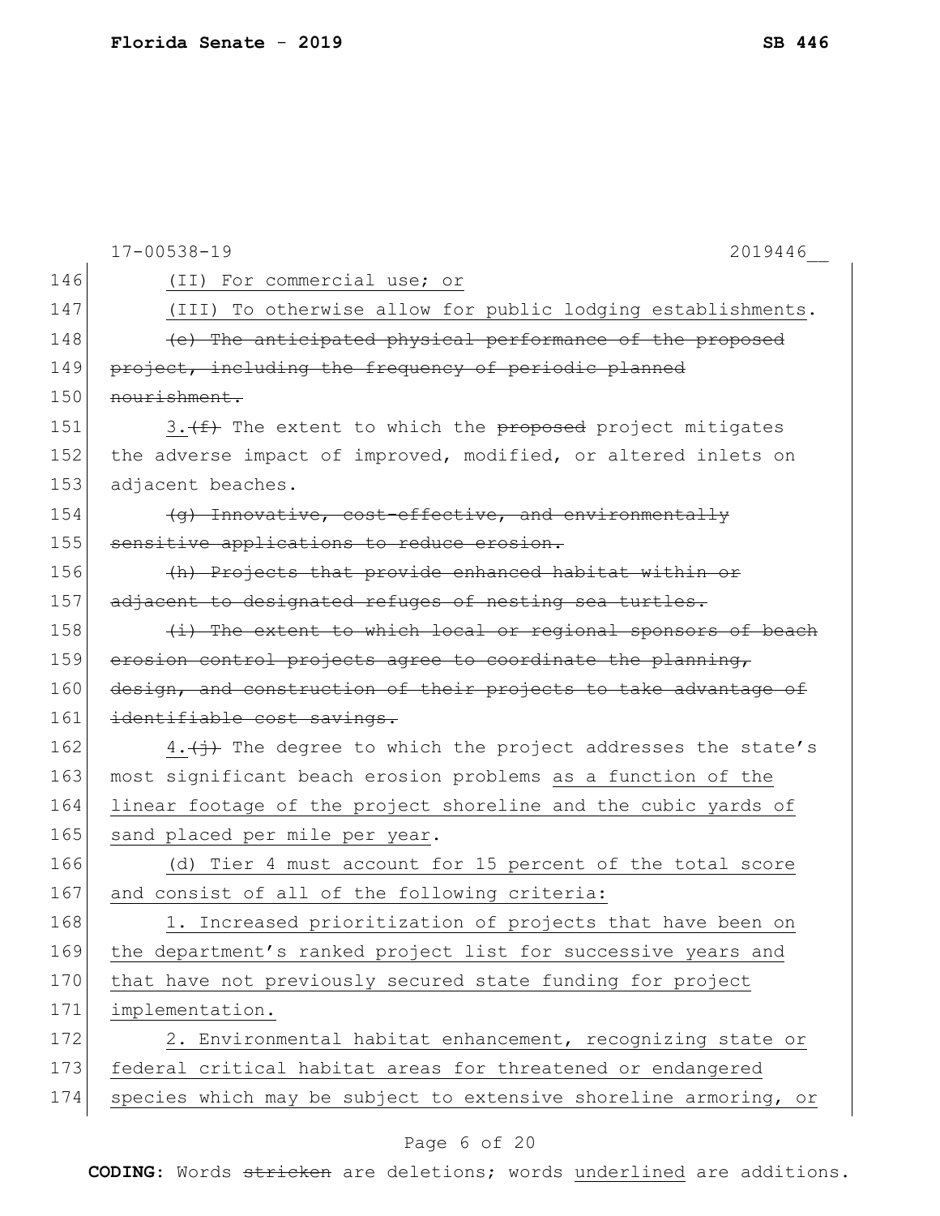(II) For commercial use; or

(III) To otherwise allow for public lodging establishments.

~~(e) The anticipated physical performance of the proposed project, including the frequency of periodic planned nourishment.~~

<u>3.</u>~~(f)~~ The extent to which the ~~proposed~~ project mitigates the adverse impact of improved, modified, or altered inlets on adjacent beaches.

~~(g) Innovative, cost-effective, and environmentally sensitive applications to reduce erosion.~~

~~(h) Projects that provide enhanced habitat within or adjacent to designated refuges of nesting sea turtles.~~

~~(i) The extent to which local or regional sponsors of beach erosion control projects agree to coordinate the planning, design, and construction of their projects to take advantage of identifiable cost savings.~~

<u>4.</u>~~(j)~~ The degree to which the project addresses the state's most significant beach erosion problems <u>as a function of the linear footage of the project shoreline and the cubic yards of sand placed per mile per year</u>.

<u>(d) Tier 4 must account for 15 percent of the total score and consist of all of the following criteria:</u>

<u>1. Increased prioritization of projects that have been on the department's ranked project list for successive years and that have not previously secured state funding for project implementation.</u>

<u>2. Environmental habitat enhancement, recognizing state or federal critical habitat areas for threatened or endangered species which may be subject to extensive shoreline armoring, or</u>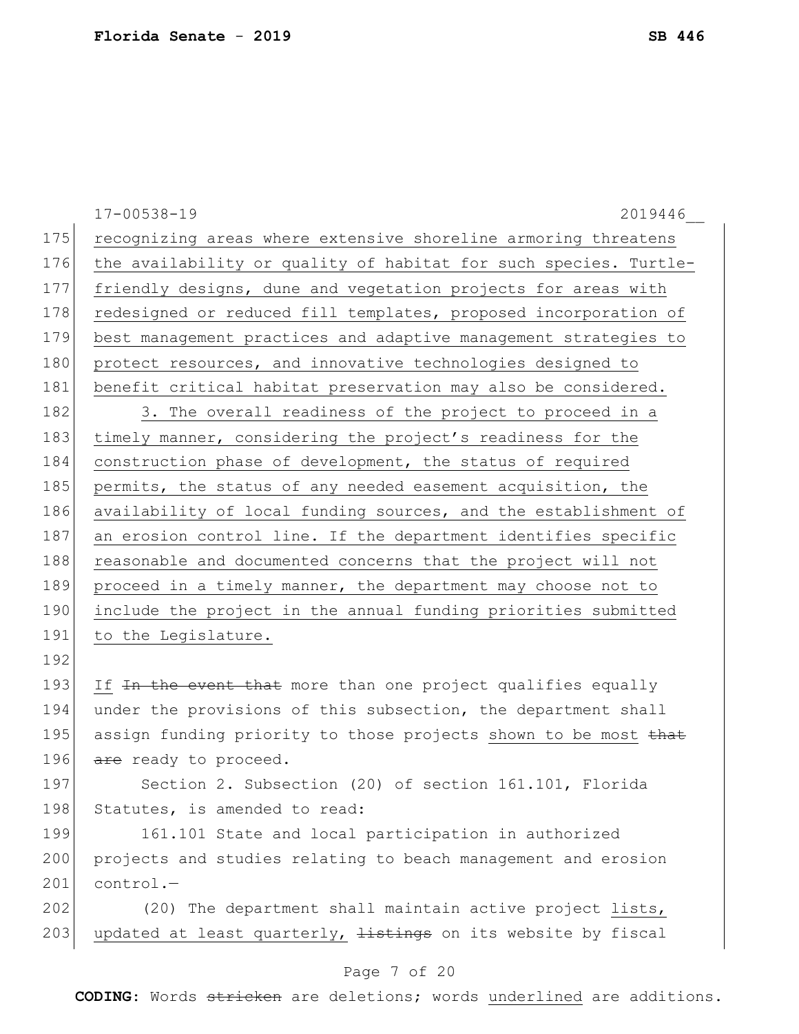17-00538-19 2019446__

recognizing areas where extensive shoreline armoring threatens the availability or quality of habitat for such species. Turtle-friendly designs, dune and vegetation projects for areas with redesigned or reduced fill templates, proposed incorporation of best management practices and adaptive management strategies to protect resources, and innovative technologies designed to benefit critical habitat preservation may also be considered.

3. The overall readiness of the project to proceed in a timely manner, considering the project's readiness for the construction phase of development, the status of required permits, the status of any needed easement acquisition, the availability of local funding sources, and the establishment of an erosion control line. If the department identifies specific reasonable and documented concerns that the project will not proceed in a timely manner, the department may choose not to include the project in the annual funding priorities submitted to the Legislature.

If ~~In the event that~~ more than one project qualifies equally under the provisions of this subsection, the department shall assign funding priority to those projects shown to be most ~~that are~~ ready to proceed.

Section 2. Subsection (20) of section 161.101, Florida Statutes, is amended to read:

161.101 State and local participation in authorized projects and studies relating to beach management and erosion control.—

(20) The department shall maintain active project lists, updated at least quarterly, ~~listings~~ on its website by fiscal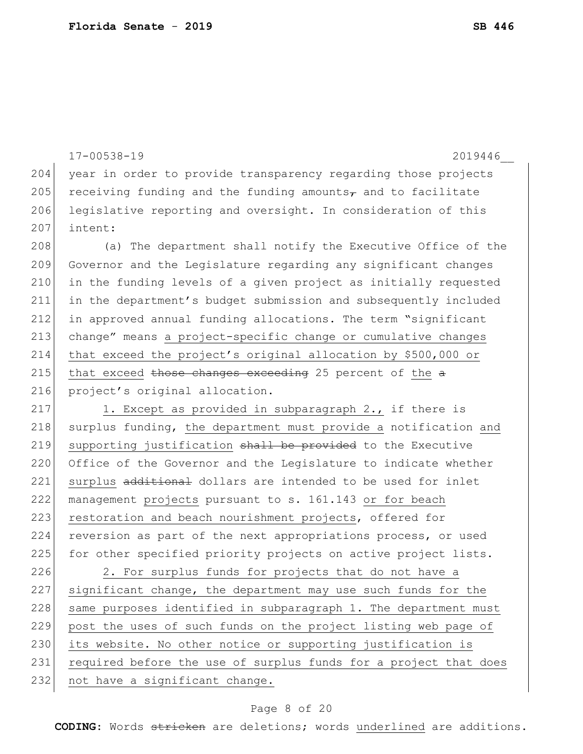17-00538-19 2019446__

204 year in order to provide transparency regarding those projects
205 receiving funding and the funding amounts~~,~~ and to facilitate
206 legislative reporting and oversight. In consideration of this
207 intent:

208 (a) The department shall notify the Executive Office of the
209 Governor and the Legislature regarding any significant changes
210 in the funding levels of a given project as initially requested
211 in the department's budget submission and subsequently included
212 in approved annual funding allocations. The term "significant
213 change" means <u>a project-specific change or cumulative changes</u>
214 <u>that exceed the project's original allocation by $500,000 or</u>
215 <u>that exceed</u> ~~those changes exceeding~~ 25 percent of <u>the</u> ~~a~~
216 project's original allocation.

217 <u>1. Except as provided in subparagraph 2.,</u> if there is
218 surplus funding, <u>the department must provide a</u> notification <u>and</u>
219 <u>supporting justification</u> ~~shall be provided~~ to the Executive
220 Office of the Governor and the Legislature to indicate whether
221 <u>surplus</u> ~~additional~~ dollars are intended to be used for inlet
222 management <u>projects</u> pursuant to s. 161.143 <u>or for beach</u>
223 <u>restoration and beach nourishment projects</u>, offered for
224 reversion as part of the next appropriations process, or used
225 for other specified priority projects on active project lists.

226 <u>2. For surplus funds for projects that do not have a</u>
227 <u>significant change, the department may use such funds for the</u>
228 <u>same purposes identified in subparagraph 1. The department must</u>
229 <u>post the uses of such funds on the project listing web page of</u>
230 <u>its website. No other notice or supporting justification is</u>
231 <u>required before the use of surplus funds for a project that does</u>
232 <u>not have a significant change.</u>

**CODING:** Words ~~stricken~~ are deletions; words <u>underlined</u> are additions.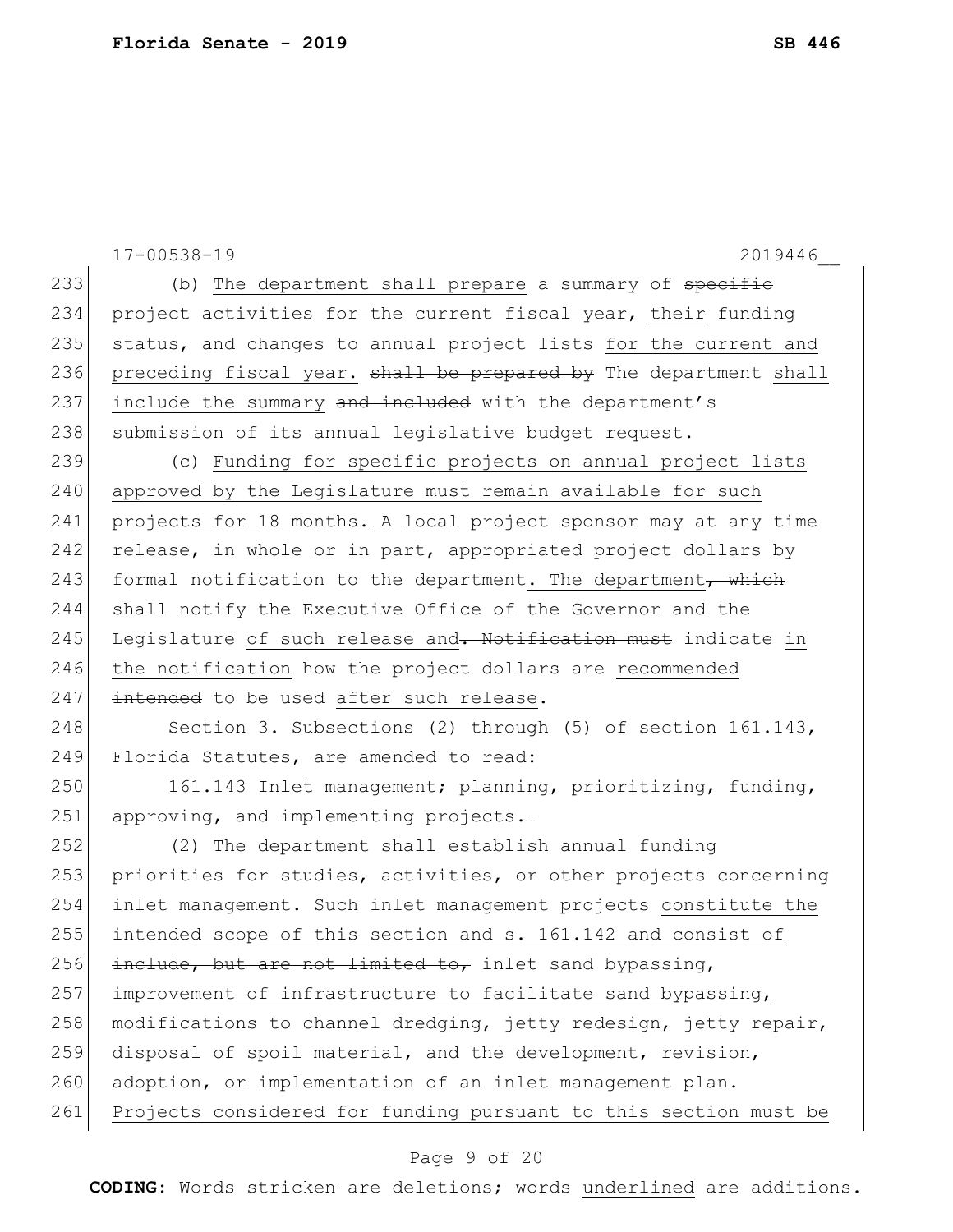(b) The department shall prepare a summary of ~~specific~~ project activities ~~for the current fiscal year~~, their funding status, and changes to annual project lists for the current and preceding fiscal year. ~~shall be prepared by~~ The department shall include the summary ~~and included~~ with the department's submission of its annual legislative budget request.

(c) Funding for specific projects on annual project lists approved by the Legislature must remain available for such projects for 18 months. A local project sponsor may at any time release, in whole or in part, appropriated project dollars by formal notification to the department. The department~~, which~~ shall notify the Executive Office of the Governor and the Legislature of such release and~~. Notification must~~ indicate in the notification how the project dollars are recommended ~~intended~~ to be used after such release.

Section 3. Subsections (2) through (5) of section 161.143, Florida Statutes, are amended to read:

161.143 Inlet management; planning, prioritizing, funding, approving, and implementing projects.—

(2) The department shall establish annual funding priorities for studies, activities, or other projects concerning inlet management. Such inlet management projects constitute the intended scope of this section and s. 161.142 and consist of ~~include, but are not limited to,~~ inlet sand bypassing, improvement of infrastructure to facilitate sand bypassing, modifications to channel dredging, jetty redesign, jetty repair, disposal of spoil material, and the development, revision, adoption, or implementation of an inlet management plan. Projects considered for funding pursuant to this section must be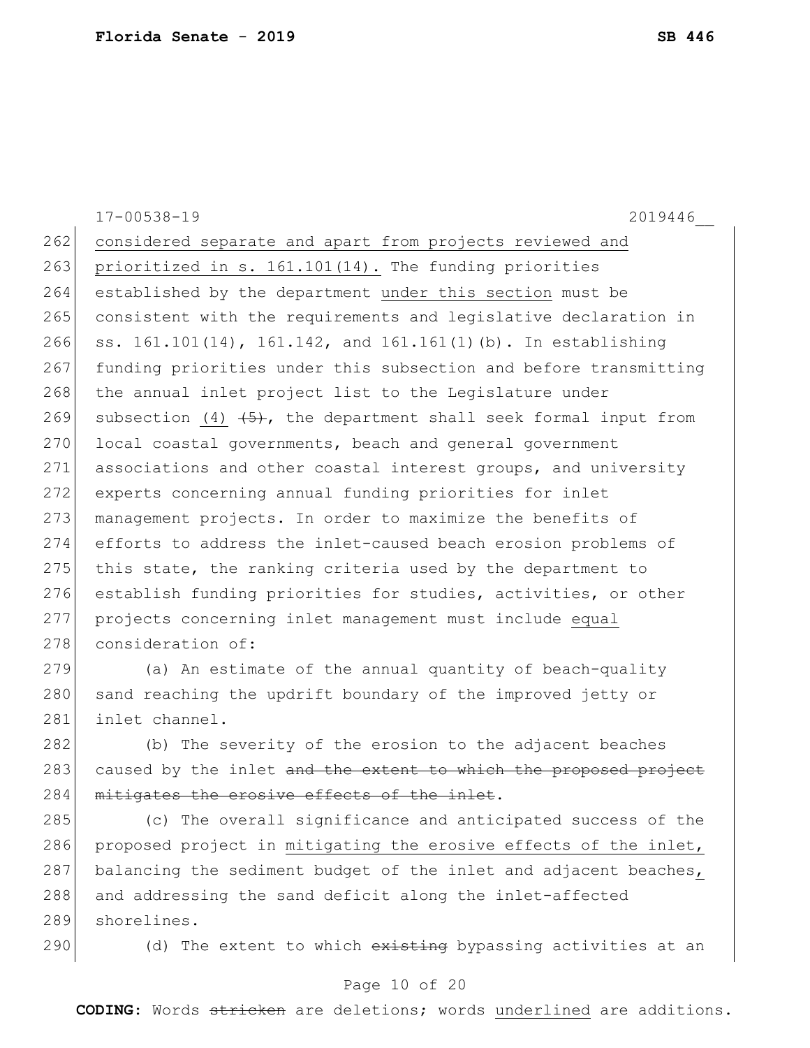considered separate and apart from projects reviewed and prioritized in s. 161.101(14). The funding priorities established by the department under this section must be consistent with the requirements and legislative declaration in ss. 161.101(14), 161.142, and 161.161(1)(b). In establishing funding priorities under this subsection and before transmitting the annual inlet project list to the Legislature under subsection (4) ~~(5)~~, the department shall seek formal input from local coastal governments, beach and general government associations and other coastal interest groups, and university experts concerning annual funding priorities for inlet management projects. In order to maximize the benefits of efforts to address the inlet-caused beach erosion problems of this state, the ranking criteria used by the department to establish funding priorities for studies, activities, or other projects concerning inlet management must include equal consideration of:

(a) An estimate of the annual quantity of beach-quality sand reaching the updrift boundary of the improved jetty or inlet channel.

(b) The severity of the erosion to the adjacent beaches caused by the inlet ~~and the extent to which the proposed project mitigates the erosive effects of the inlet~~.

(c) The overall significance and anticipated success of the proposed project in mitigating the erosive effects of the inlet, balancing the sediment budget of the inlet and adjacent beaches, and addressing the sand deficit along the inlet-affected shorelines.

(d) The extent to which ~~existing~~ bypassing activities at an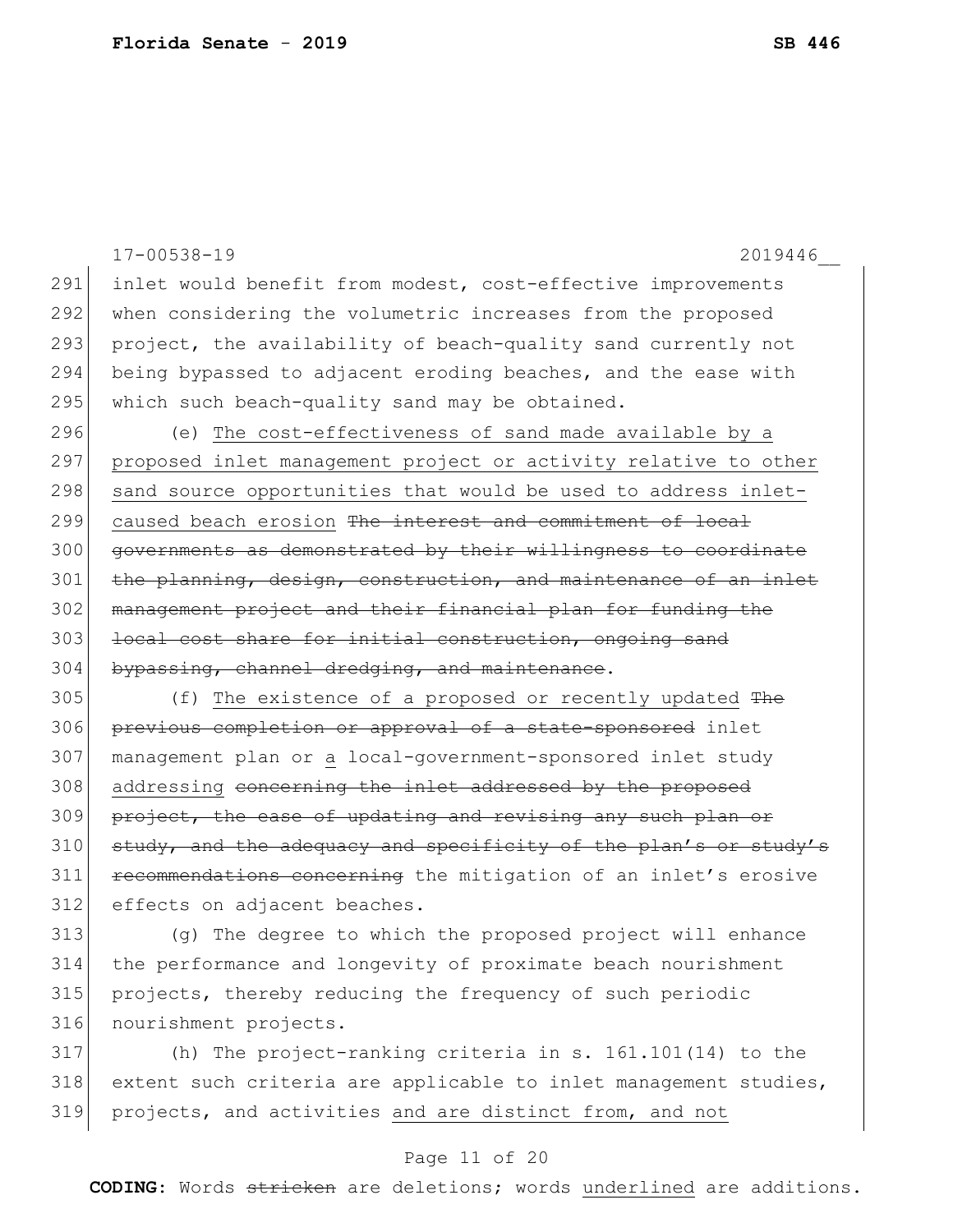inlet would benefit from modest, cost-effective improvements when considering the volumetric increases from the proposed project, the availability of beach-quality sand currently not being bypassed to adjacent eroding beaches, and the ease with which such beach-quality sand may be obtained.

(e) <u>The cost-effectiveness of sand made available by a proposed inlet management project or activity relative to other sand source opportunities that would be used to address inlet-caused beach erosion</u> ~~The interest and commitment of local governments as demonstrated by their willingness to coordinate the planning, design, construction, and maintenance of an inlet management project and their financial plan for funding the local cost share for initial construction, ongoing sand bypassing, channel dredging, and maintenance~~.

(f) <u>The existence of a proposed or recently updated</u> ~~The previous completion or approval of a state-sponsored~~ inlet management plan or <u>a</u> local-government-sponsored inlet study <u>addressing</u> ~~concerning the inlet addressed by the proposed project, the ease of updating and revising any such plan or study, and the adequacy and specificity of the plan's or study's recommendations concerning~~ the mitigation of an inlet's erosive effects on adjacent beaches.

(g) The degree to which the proposed project will enhance the performance and longevity of proximate beach nourishment projects, thereby reducing the frequency of such periodic nourishment projects.

(h) The project-ranking criteria in s. 161.101(14) to the extent such criteria are applicable to inlet management studies, projects, and activities <u>and are distinct from, and not</u>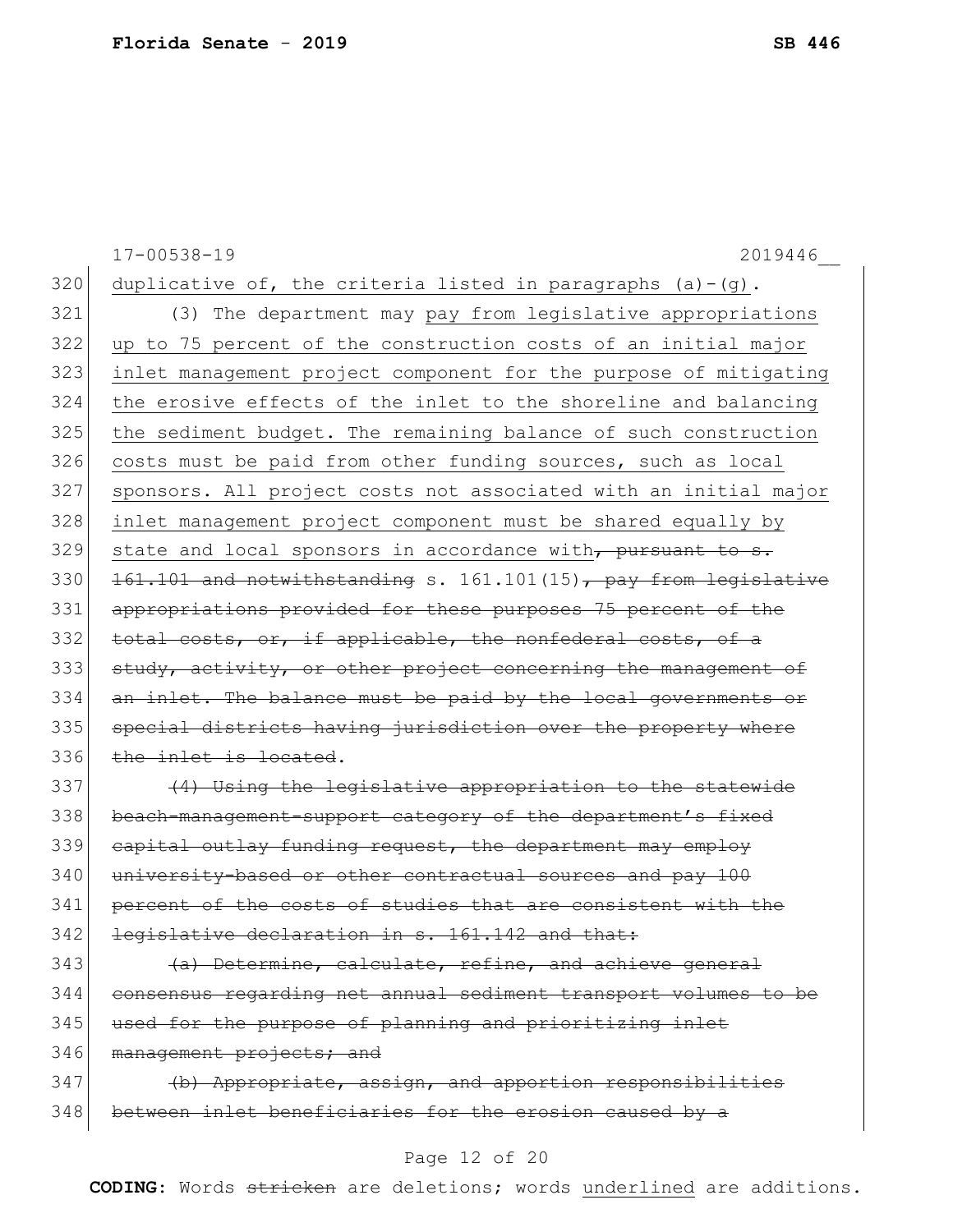duplicative of, the criteria listed in paragraphs (a)-(g).

(3) The department may <u>pay from legislative appropriations up to 75 percent of the construction costs of an initial major inlet management project component for the purpose of mitigating the erosive effects of the inlet to the shoreline and balancing the sediment budget. The remaining balance of such construction costs must be paid from other funding sources, such as local sponsors. All project costs not associated with an initial major inlet management project component must be shared equally by state and local sponsors in accordance with</u>~~, pursuant to s. 161.101 and notwithstanding~~ s. 161.101(15)~~, pay from legislative appropriations provided for these purposes 75 percent of the total costs, or, if applicable, the nonfederal costs, of a study, activity, or other project concerning the management of an inlet. The balance must be paid by the local governments or special districts having jurisdiction over the property where the inlet is located~~.

~~(4) Using the legislative appropriation to the statewide beach-management-support category of the department's fixed capital outlay funding request, the department may employ university-based or other contractual sources and pay 100 percent of the costs of studies that are consistent with the legislative declaration in s. 161.142 and that:~~

~~(a) Determine, calculate, refine, and achieve general consensus regarding net annual sediment transport volumes to be used for the purpose of planning and prioritizing inlet management projects; and~~

~~(b) Appropriate, assign, and apportion responsibilities between inlet beneficiaries for the erosion caused by a~~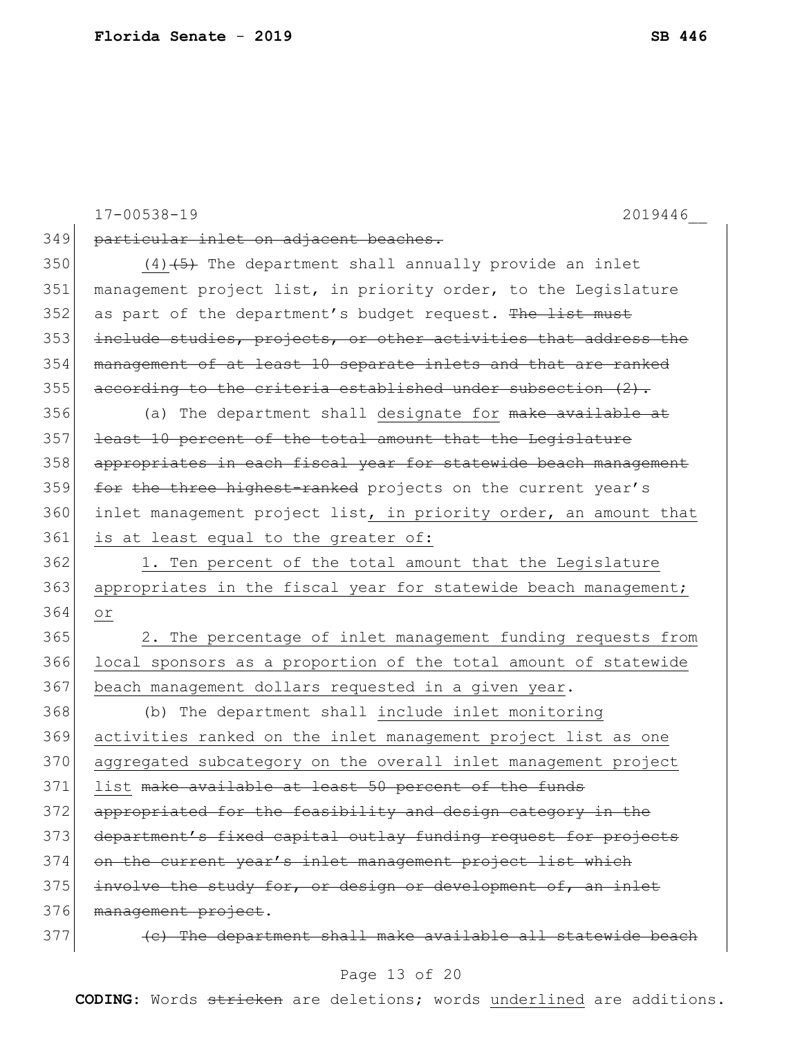17-00538-19 2019446__

349 ~~particular inlet on adjacent beaches.~~

350 (4)~~(5)~~ The department shall annually provide an inlet
351 management project list, in priority order, to the Legislature
352 as part of the department's budget request. ~~The list must~~
353 ~~include studies, projects, or other activities that address the~~
354 ~~management of at least 10 separate inlets and that are ranked~~
355 ~~according to the criteria established under subsection (2).~~

356 (a) The department shall designate for ~~make available at~~
357 ~~least 10 percent of the total amount that the Legislature~~
358 ~~appropriates in each fiscal year for statewide beach management~~
359 ~~for the three highest-ranked~~ projects on the current year's
360 inlet management project list, in priority order, an amount that
361 is at least equal to the greater of:

362 1. Ten percent of the total amount that the Legislature
363 appropriates in the fiscal year for statewide beach management;
364 or

365 2. The percentage of inlet management funding requests from
366 local sponsors as a proportion of the total amount of statewide
367 beach management dollars requested in a given year.

368 (b) The department shall include inlet monitoring
369 activities ranked on the inlet management project list as one
370 aggregated subcategory on the overall inlet management project
371 list ~~make available at least 50 percent of the funds~~
372 ~~appropriated for the feasibility and design category in the~~
373 ~~department's fixed capital outlay funding request for projects~~
374 ~~on the current year's inlet management project list which~~
375 ~~involve the study for, or design or development of, an inlet~~
376 ~~management project~~.

377 ~~(c) The department shall make available all statewide beach~~

**CODING:** Words ~~stricken~~ are deletions; words underlined are additions.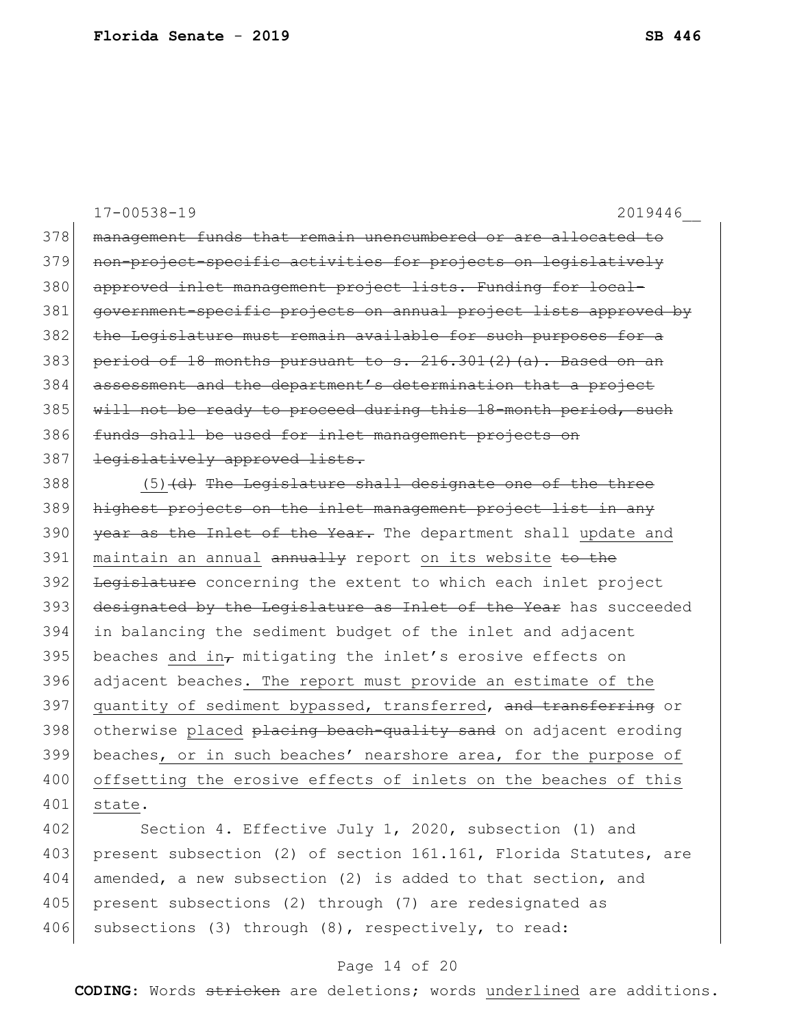management funds that remain unencumbered or are allocated to non-project-specific activities for projects on legislatively approved inlet management project lists. Funding for local-government-specific projects on annual project lists approved by the Legislature must remain available for such purposes for a period of 18 months pursuant to s. 216.301(2)(a). Based on an assessment and the department's determination that a project will not be ready to proceed during this 18-month period, such funds shall be used for inlet management projects on legislatively approved lists.

(5)(d) The Legislature shall designate one of the three highest projects on the inlet management project list in any year as the Inlet of the Year. The department shall update and maintain an annual annually report on its website to the Legislature concerning the extent to which each inlet project designated by the Legislature as Inlet of the Year has succeeded in balancing the sediment budget of the inlet and adjacent beaches and in, mitigating the inlet's erosive effects on adjacent beaches. The report must provide an estimate of the quantity of sediment bypassed, transferred, and transferring or otherwise placed placing beach-quality sand on adjacent eroding beaches, or in such beaches' nearshore area, for the purpose of offsetting the erosive effects of inlets on the beaches of this state.

Section 4. Effective July 1, 2020, subsection (1) and present subsection (2) of section 161.161, Florida Statutes, are amended, a new subsection (2) is added to that section, and present subsections (2) through (7) are redesignated as subsections (3) through (8), respectively, to read: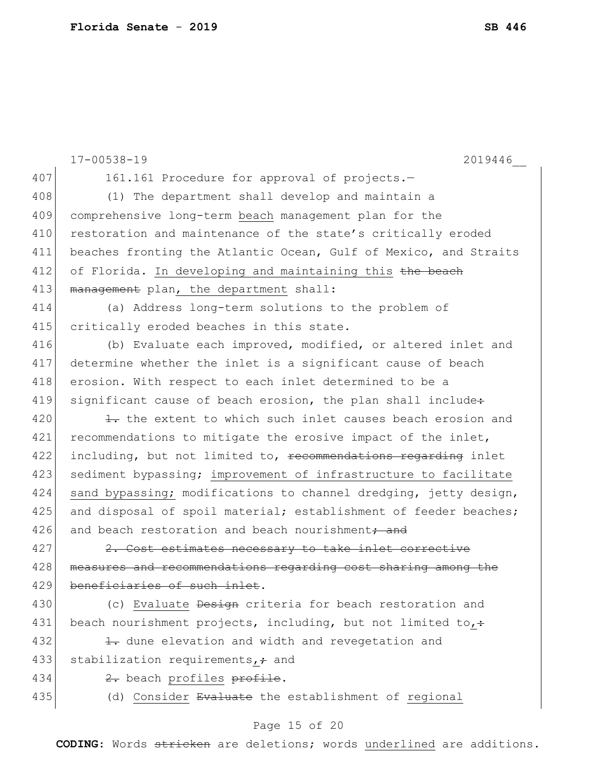161.161 Procedure for approval of projects.—

(1) The department shall develop and maintain a comprehensive long-term <u>beach</u> management plan for the restoration and maintenance of the state's critically eroded beaches fronting the Atlantic Ocean, Gulf of Mexico, and Straits of Florida. <u>In developing and maintaining this</u> ~~the beach management~~ plan, <u>the department</u> shall:

(a) Address long-term solutions to the problem of critically eroded beaches in this state.

(b) Evaluate each improved, modified, or altered inlet and determine whether the inlet is a significant cause of beach erosion. With respect to each inlet determined to be a significant cause of beach erosion, the plan shall include~~:~~

~~1.~~ the extent to which such inlet causes beach erosion and recommendations to mitigate the erosive impact of the inlet, including, but not limited to, ~~recommendations regarding~~ inlet sediment bypassing; <u>improvement of infrastructure to facilitate sand bypassing;</u> modifications to channel dredging, jetty design, and disposal of spoil material; establishment of feeder beaches; and beach restoration and beach nourishment~~; and~~

~~2. Cost estimates necessary to take inlet corrective measures and recommendations regarding cost sharing among the beneficiaries of such inlet~~.

(c) <u>Evaluate</u> ~~Design~~ criteria for beach restoration and beach nourishment projects, including, but not limited to<u>,</u>~~:~~

~~1.~~ dune elevation and width and revegetation and stabilization requirements<u>,</u>~~;~~ and

~~2.~~ beach <u>profiles</u> ~~profile~~.

(d) <u>Consider</u> ~~Evaluate~~ the establishment of <u>regional</u>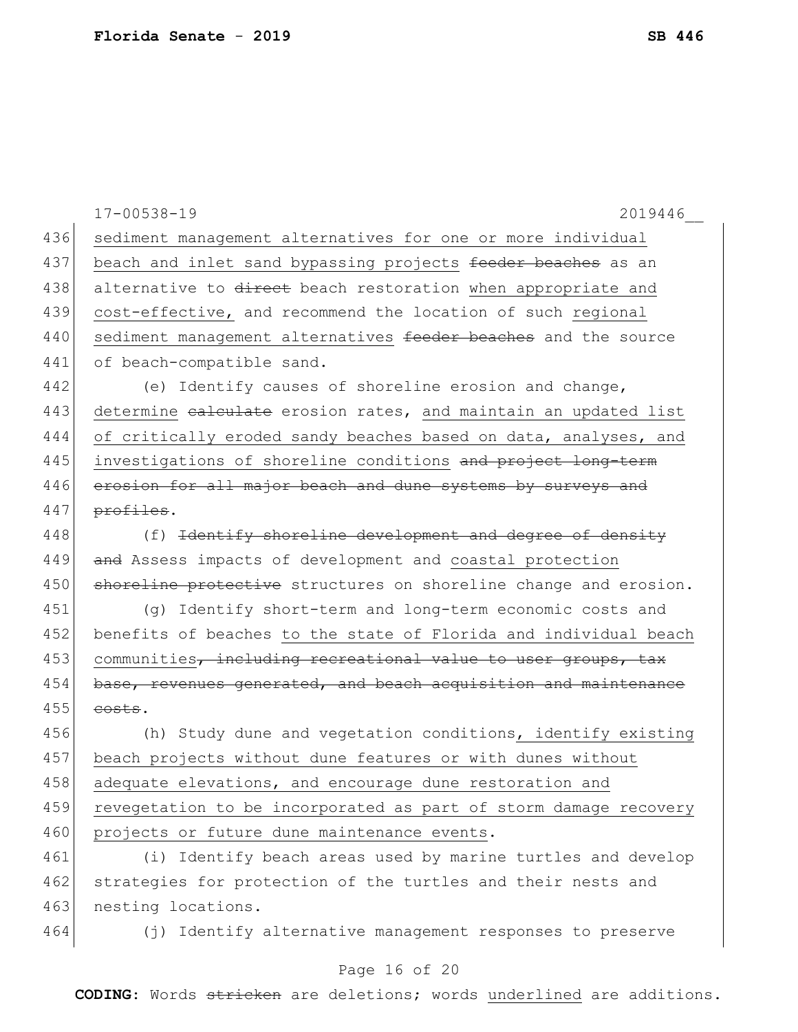17-00538-19 2019446__

436 sediment management alternatives for one or more individual
437 beach and inlet sand bypassing projects ~~feeder beaches~~ as an
438 alternative to ~~direct~~ beach restoration when appropriate and
439 cost-effective, and recommend the location of such regional
440 sediment management alternatives ~~feeder beaches~~ and the source
441 of beach-compatible sand.

442 (e) Identify causes of shoreline erosion and change,
443 determine ~~calculate~~ erosion rates, and maintain an updated list
444 of critically eroded sandy beaches based on data, analyses, and
445 investigations of shoreline conditions ~~and project long-term~~
446 ~~erosion for all major beach and dune systems by surveys and~~
447 ~~profiles~~.

448 (f) ~~Identify shoreline development and degree of density~~
449 ~~and~~ Assess impacts of development and coastal protection
450 ~~shoreline protective~~ structures on shoreline change and erosion.

451 (g) Identify short-term and long-term economic costs and
452 benefits of beaches to the state of Florida and individual beach
453 communities~~, including recreational value to user groups, tax~~
454 ~~base, revenues generated, and beach acquisition and maintenance~~
455 ~~costs~~.

456 (h) Study dune and vegetation conditions, identify existing
457 beach projects without dune features or with dunes without
458 adequate elevations, and encourage dune restoration and
459 revegetation to be incorporated as part of storm damage recovery
460 projects or future dune maintenance events.

461 (i) Identify beach areas used by marine turtles and develop
462 strategies for protection of the turtles and their nests and
463 nesting locations.

464 (j) Identify alternative management responses to preserve

**CODING:** Words ~~stricken~~ are deletions; words underlined are additions.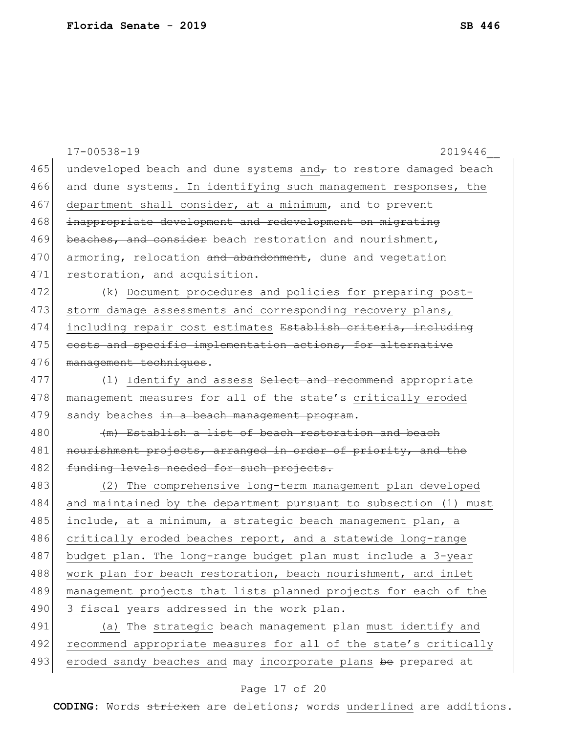17-00538-19 2019446__

465 undeveloped beach and dune systems and~~,~~ to restore damaged beach
466 and dune systems. In identifying such management responses, the
467 department shall consider, at a minimum, ~~and to prevent~~
468 ~~inappropriate development and redevelopment on migrating~~
469 ~~beaches, and consider~~ beach restoration and nourishment,
470 armoring, relocation ~~and abandonment~~, dune and vegetation
471 restoration, and acquisition.

472 (k) Document procedures and policies for preparing post-
473 storm damage assessments and corresponding recovery plans,
474 including repair cost estimates ~~Establish criteria, including~~
475 ~~costs and specific implementation actions, for alternative~~
476 ~~management techniques~~.

477 (l) Identify and assess ~~Select and recommend~~ appropriate
478 management measures for all of the state's critically eroded
479 sandy beaches ~~in a beach management program~~.

480 ~~(m) Establish a list of beach restoration and beach~~
481 ~~nourishment projects, arranged in order of priority, and the~~
482 ~~funding levels needed for such projects.~~

483 (2) The comprehensive long-term management plan developed
484 and maintained by the department pursuant to subsection (1) must
485 include, at a minimum, a strategic beach management plan, a
486 critically eroded beaches report, and a statewide long-range
487 budget plan. The long-range budget plan must include a 3-year
488 work plan for beach restoration, beach nourishment, and inlet
489 management projects that lists planned projects for each of the
490 3 fiscal years addressed in the work plan.

491 (a) The strategic beach management plan must identify and
492 recommend appropriate measures for all of the state's critically
493 eroded sandy beaches and may incorporate plans ~~be~~ prepared at

**CODING:** Words ~~stricken~~ are deletions; words underlined are additions.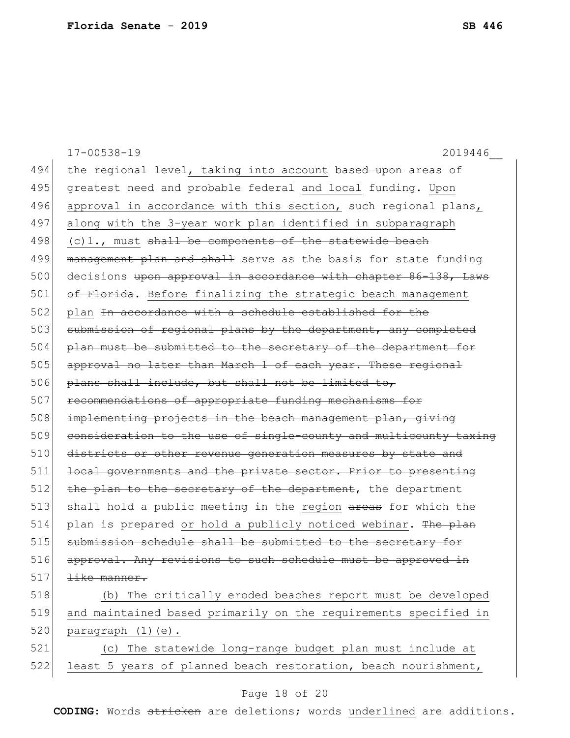the regional level, taking into account ~~based upon~~ areas of greatest need and probable federal and local funding. Upon approval in accordance with this section, such regional plans, along with the 3-year work plan identified in subparagraph (c)1., must ~~shall be components of the statewide beach management plan and shall~~ serve as the basis for state funding decisions ~~upon approval in accordance with chapter 86-138, Laws of Florida~~. Before finalizing the strategic beach management plan ~~In accordance with a schedule established for the submission of regional plans by the department, any completed plan must be submitted to the secretary of the department for approval no later than March 1 of each year. These regional plans shall include, but shall not be limited to, recommendations of appropriate funding mechanisms for implementing projects in the beach management plan, giving consideration to the use of single-county and multicounty taxing districts or other revenue generation measures by state and local governments and the private sector. Prior to presenting the plan to the secretary of the department~~, the department shall hold a public meeting in the region ~~areas~~ for which the plan is prepared or hold a publicly noticed webinar. ~~The plan submission schedule shall be submitted to the secretary for approval. Any revisions to such schedule must be approved in like manner.~~

(b) The critically eroded beaches report must be developed and maintained based primarily on the requirements specified in paragraph (1)(e).

(c) The statewide long-range budget plan must include at least 5 years of planned beach restoration, beach nourishment,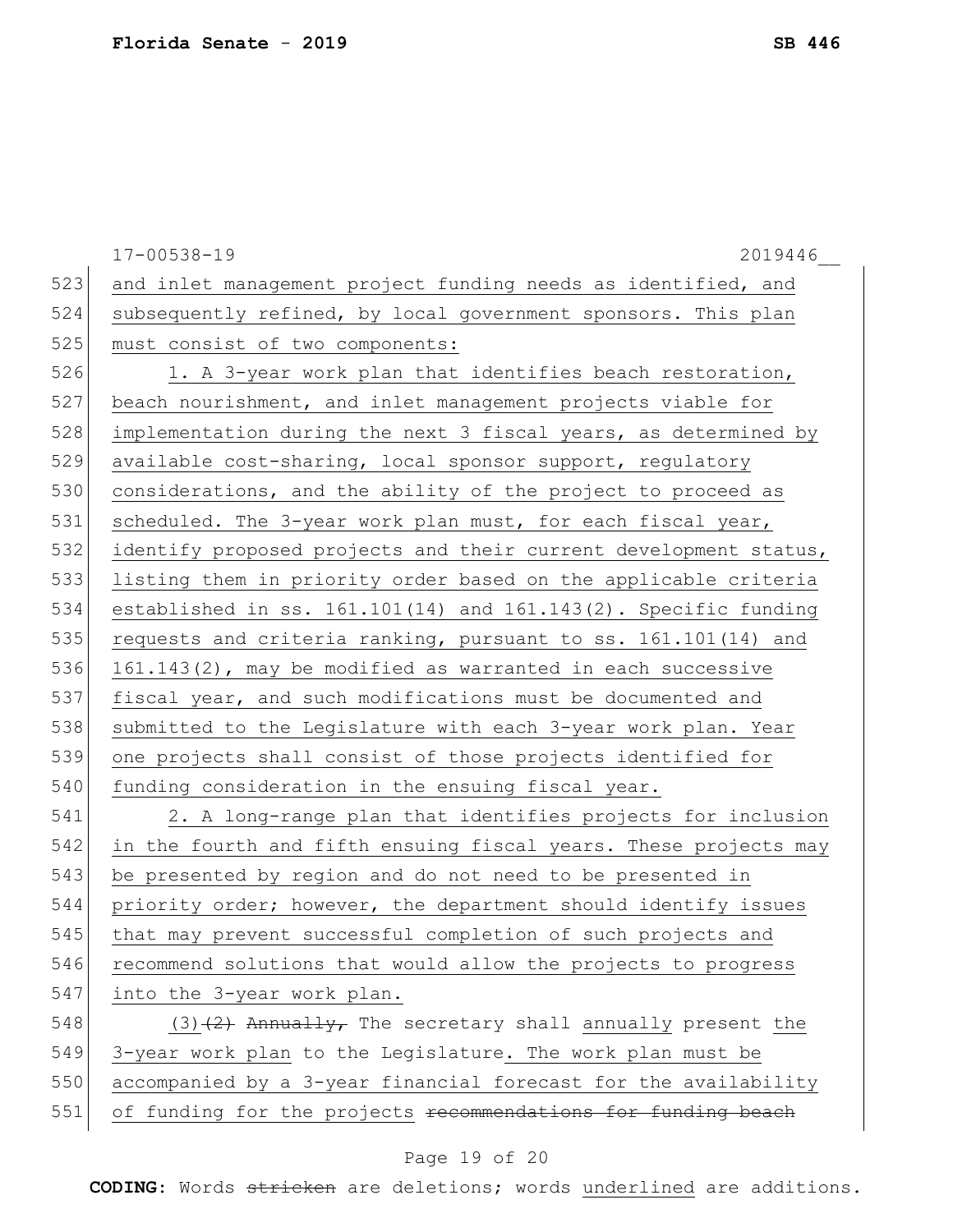and inlet management project funding needs as identified, and subsequently refined, by local government sponsors. This plan must consist of two components:

1. A 3-year work plan that identifies beach restoration, beach nourishment, and inlet management projects viable for implementation during the next 3 fiscal years, as determined by available cost-sharing, local sponsor support, regulatory considerations, and the ability of the project to proceed as scheduled. The 3-year work plan must, for each fiscal year, identify proposed projects and their current development status, listing them in priority order based on the applicable criteria established in ss. 161.101(14) and 161.143(2). Specific funding requests and criteria ranking, pursuant to ss. 161.101(14) and 161.143(2), may be modified as warranted in each successive fiscal year, and such modifications must be documented and submitted to the Legislature with each 3-year work plan. Year one projects shall consist of those projects identified for funding consideration in the ensuing fiscal year.

2. A long-range plan that identifies projects for inclusion in the fourth and fifth ensuing fiscal years. These projects may be presented by region and do not need to be presented in priority order; however, the department should identify issues that may prevent successful completion of such projects and recommend solutions that would allow the projects to progress into the 3-year work plan.

(3)~~(2)~~ ~~Annually,~~ The secretary shall annually present the 3-year work plan to the Legislature. The work plan must be accompanied by a 3-year financial forecast for the availability of funding for the projects ~~recommendations for funding beach~~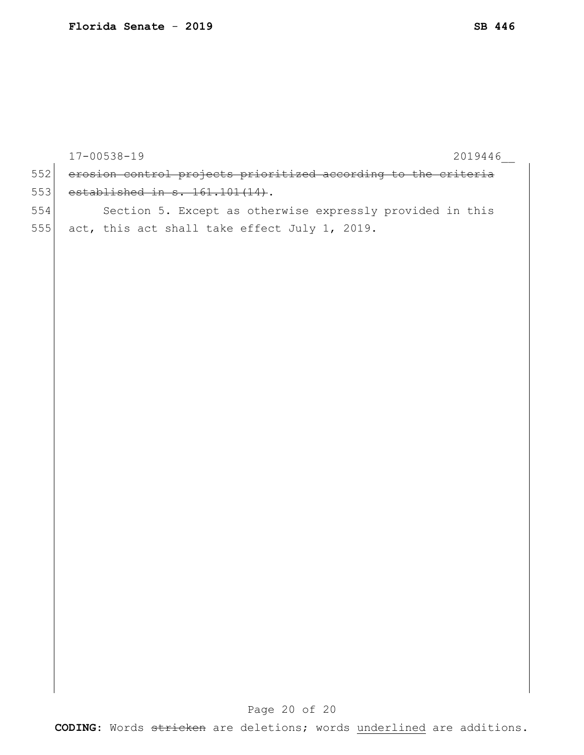17-00538-19 2019446__

552 ~~erosion control projects prioritized according to the criteria~~
553 ~~established in s. 161.101(14)~~.
554 Section 5. Except as otherwise expressly provided in this
555 act, this act shall take effect July 1, 2019.

**CODING:** Words ~~stricken~~ are deletions; words <u>underlined</u> are additions.